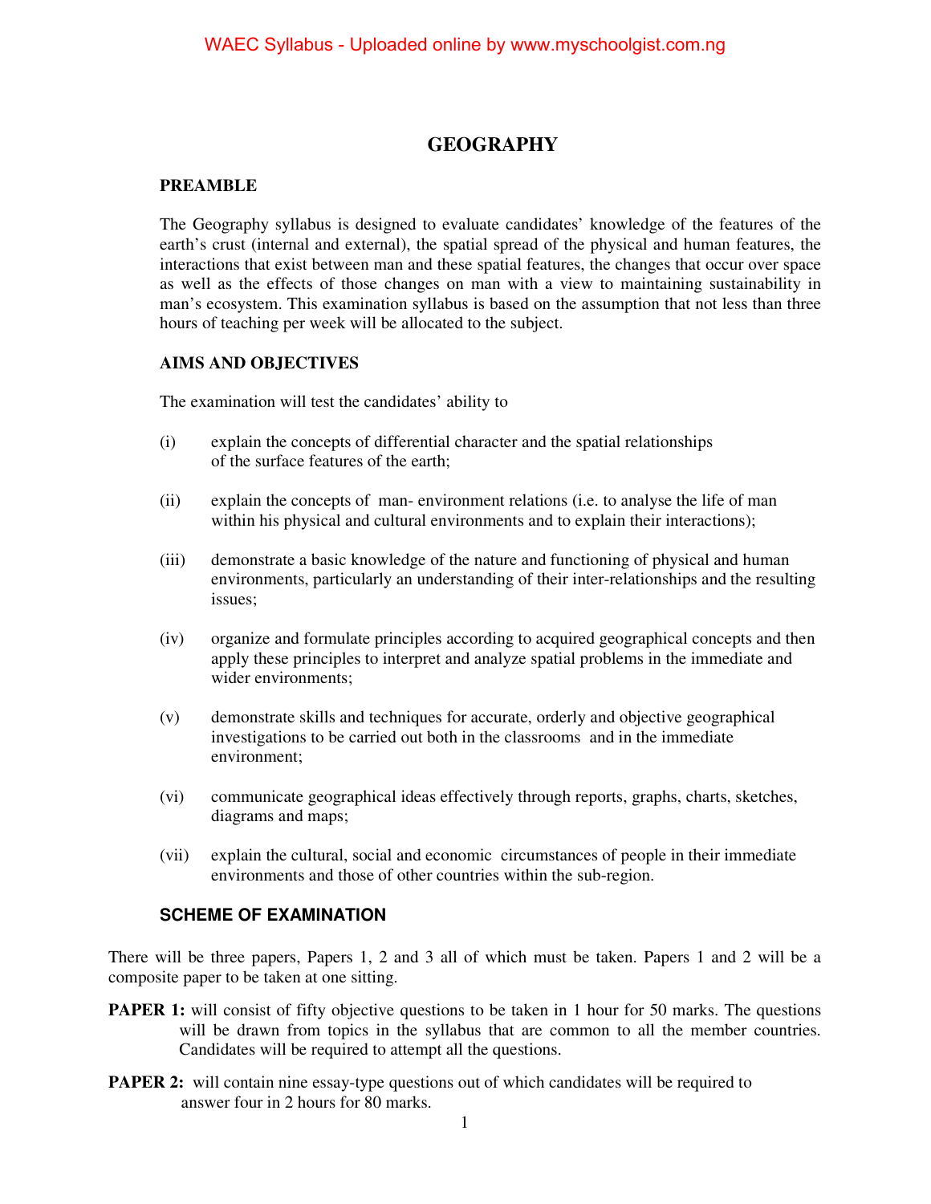# GEOGRAPHY

## PREAMBLE

The Geography syllabus is designed to evaluate candidates' knowledge of the features of the earth's crust (internal and external), the spatial spread of the physical and human features, the interactions that exist between man and these spatial features, the changes that occur over space as well as the effects of those changes on man with a view to maintaining sustainability in man's ecosystem. This examination syllabus is based on the assumption that not less than three hours of teaching per week will be allocated to the subject.

## AIMS AND OBJECTIVES

The examination will test the candidates' ability to

(i) explain the concepts of differential character and the spatial relationships of the surface features of the earth;

(ii) explain the concepts of man- environment relations (i.e. to analyse the life of man within his physical and cultural environments and to explain their interactions);

(iii) demonstrate a basic knowledge of the nature and functioning of physical and human environments, particularly an understanding of their inter-relationships and the resulting issues;

(iv) organize and formulate principles according to acquired geographical concepts and then apply these principles to interpret and analyze spatial problems in the immediate and wider environments;

(v) demonstrate skills and techniques for accurate, orderly and objective geographical investigations to be carried out both in the classrooms and in the immediate environment;

(vi) communicate geographical ideas effectively through reports, graphs, charts, sketches, diagrams and maps;

(vii) explain the cultural, social and economic circumstances of people in their immediate environments and those of other countries within the sub-region.

## SCHEME OF EXAMINATION

There will be three papers, Papers 1, 2 and 3 all of which must be taken. Papers 1 and 2 will be a composite paper to be taken at one sitting.

**PAPER 1:** will consist of fifty objective questions to be taken in 1 hour for 50 marks. The questions will be drawn from topics in the syllabus that are common to all the member countries. Candidates will be required to attempt all the questions.

**PAPER 2:** will contain nine essay-type questions out of which candidates will be required to answer four in 2 hours for 80 marks.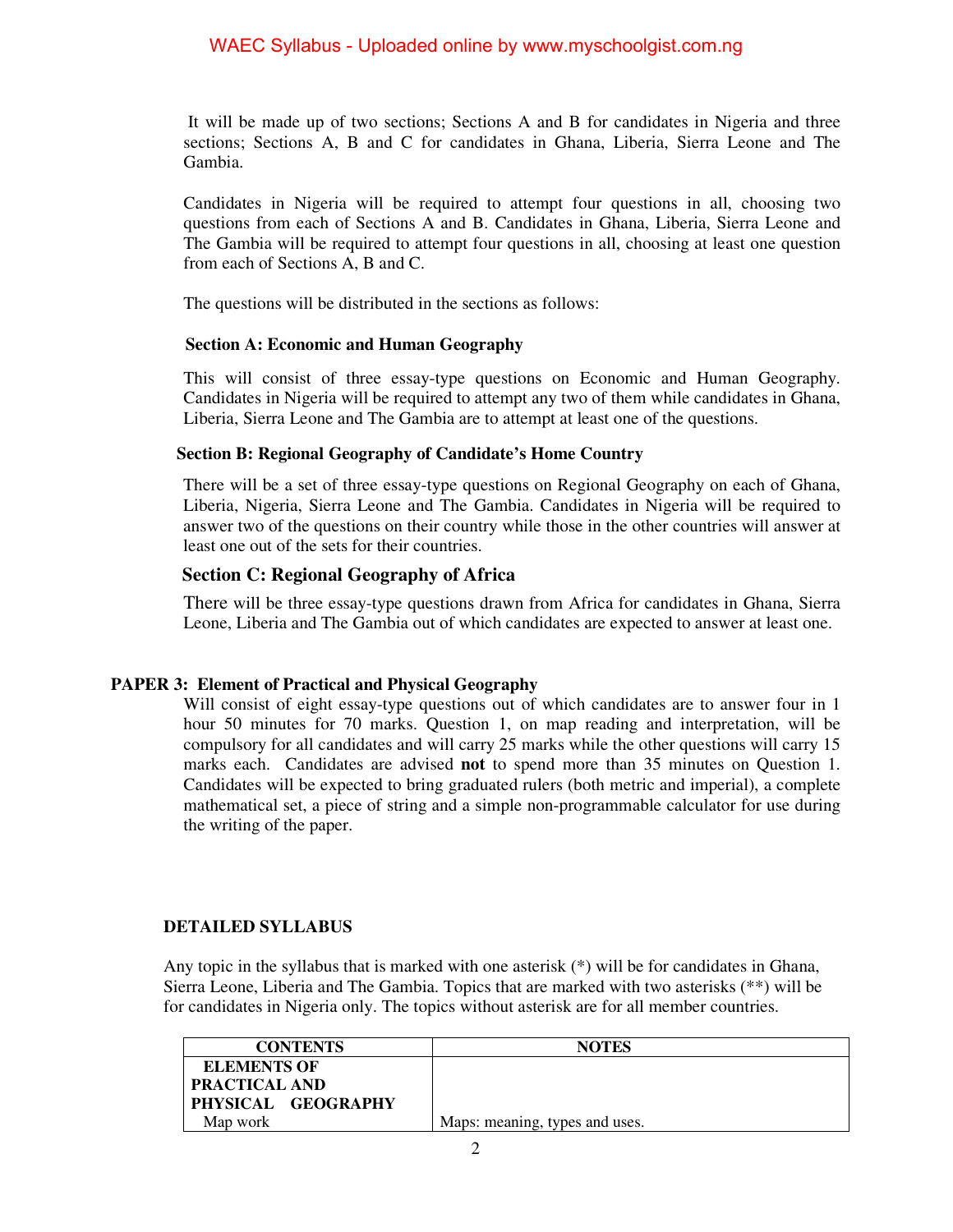It will be made up of two sections; Sections A and B for candidates in Nigeria and three sections; Sections A, B and C for candidates in Ghana, Liberia, Sierra Leone and The Gambia.

Candidates in Nigeria will be required to attempt four questions in all, choosing two questions from each of Sections A and B. Candidates in Ghana, Liberia, Sierra Leone and The Gambia will be required to attempt four questions in all, choosing at least one question from each of Sections A, B and C.

The questions will be distributed in the sections as follows:

**Section A: Economic and Human Geography**

This will consist of three essay-type questions on Economic and Human Geography. Candidates in Nigeria will be required to attempt any two of them while candidates in Ghana, Liberia, Sierra Leone and The Gambia are to attempt at least one of the questions.

**Section B: Regional Geography of Candidate's Home Country**

There will be a set of three essay-type questions on Regional Geography on each of Ghana, Liberia, Nigeria, Sierra Leone and The Gambia. Candidates in Nigeria will be required to answer two of the questions on their country while those in the other countries will answer at least one out of the sets for their countries.

**Section C: Regional Geography of Africa**

There will be three essay-type questions drawn from Africa for candidates in Ghana, Sierra Leone, Liberia and The Gambia out of which candidates are expected to answer at least one.

**PAPER 3: Element of Practical and Physical Geography**

Will consist of eight essay-type questions out of which candidates are to answer four in 1 hour 50 minutes for 70 marks. Question 1, on map reading and interpretation, will be compulsory for all candidates and will carry 25 marks while the other questions will carry 15 marks each. Candidates are advised **not** to spend more than 35 minutes on Question 1. Candidates will be expected to bring graduated rulers (both metric and imperial), a complete mathematical set, a piece of string and a simple non-programmable calculator for use during the writing of the paper.

**DETAILED SYLLABUS**

Any topic in the syllabus that is marked with one asterisk (*) will be for candidates in Ghana, Sierra Leone, Liberia and The Gambia. Topics that are marked with two asterisks (**) will be for candidates in Nigeria only. The topics without asterisk are for all member countries.

| CONTENTS | NOTES |
|---|---|
| **ELEMENTS OF PRACTICAL AND PHYSICAL GEOGRAPHY** | |
| Map work | Maps: meaning, types and uses. |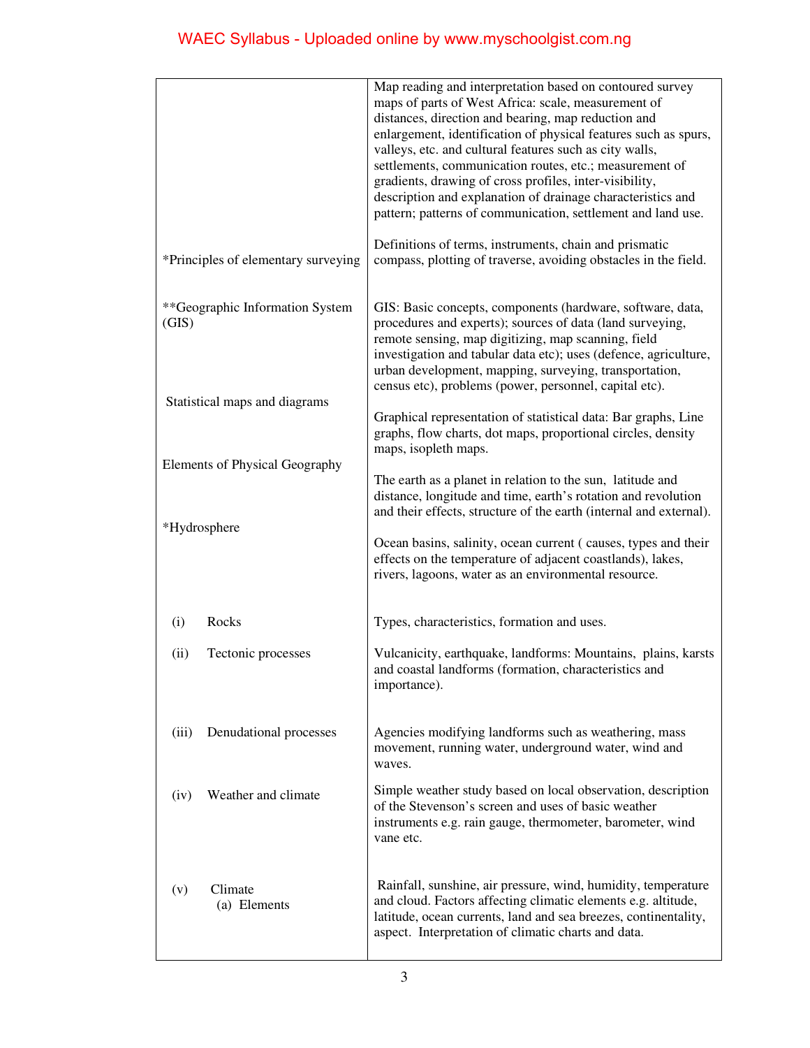| | |
|---|---|
| | Map reading and interpretation based on contoured survey maps of parts of West Africa: scale, measurement of distances, direction and bearing, map reduction and enlargement, identification of physical features such as spurs, valleys, etc. and cultural features such as city walls, settlements, communication routes, etc.; measurement of gradients, drawing of cross profiles, inter-visibility, description and explanation of drainage characteristics and pattern; patterns of communication, settlement and land use. |
| *Principles of elementary surveying | Definitions of terms, instruments, chain and prismatic compass, plotting of traverse, avoiding obstacles in the field. |
| **Geographic Information System (GIS) | GIS: Basic concepts, components (hardware, software, data, procedures and experts); sources of data (land surveying, remote sensing, map digitizing, map scanning, field investigation and tabular data etc); uses (defence, agriculture, urban development, mapping, surveying, transportation, census etc), problems (power, personnel, capital etc). |
| Statistical maps and diagrams | Graphical representation of statistical data: Bar graphs, Line graphs, flow charts, dot maps, proportional circles, density maps, isopleth maps. |
| Elements of Physical Geography | The earth as a planet in relation to the sun, latitude and distance, longitude and time, earth's rotation and revolution and their effects, structure of the earth (internal and external). |
| *Hydrosphere | Ocean basins, salinity, ocean current ( causes, types and their effects on the temperature of adjacent coastlands), lakes, rivers, lagoons, water as an environmental resource. |
| (i) Rocks | Types, characteristics, formation and uses. |
| (ii) Tectonic processes | Vulcanicity, earthquake, landforms: Mountains, plains, karsts and coastal landforms (formation, characteristics and importance). |
| (iii) Denudational processes | Agencies modifying landforms such as weathering, mass movement, running water, underground water, wind and waves. |
| (iv) Weather and climate | Simple weather study based on local observation, description of the Stevenson's screen and uses of basic weather instruments e.g. rain gauge, thermometer, barometer, wind vane etc. |
| (v) Climate<br>(a) Elements | Rainfall, sunshine, air pressure, wind, humidity, temperature and cloud. Factors affecting climatic elements e.g. altitude, latitude, ocean currents, land and sea breezes, continentality, aspect. Interpretation of climatic charts and data. |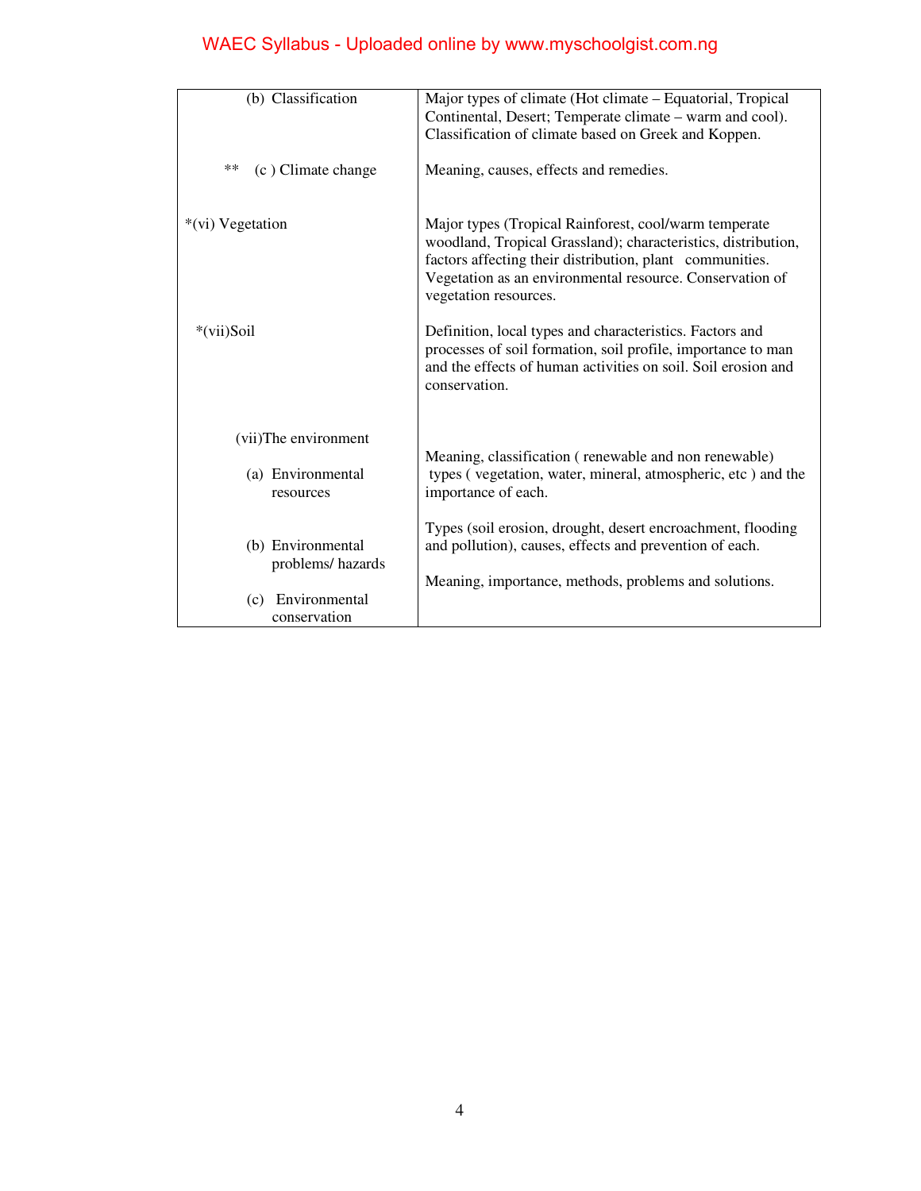| | |
|---|---|
| (b) Classification | Major types of climate (Hot climate – Equatorial, Tropical Continental, Desert; Temperate climate – warm and cool). Classification of climate based on Greek and Koppen. |
| ** (c ) Climate change | Meaning, causes, effects and remedies. |
| *(vi) Vegetation | Major types (Tropical Rainforest, cool/warm temperate woodland, Tropical Grassland); characteristics, distribution, factors affecting their distribution, plant communities. Vegetation as an environmental resource. Conservation of vegetation resources. |
| *(vii)Soil | Definition, local types and characteristics. Factors and processes of soil formation, soil profile, importance to man and the effects of human activities on soil. Soil erosion and conservation. |
| (vii)The environment | |
| (a) Environmental resources | Meaning, classification ( renewable and non renewable) types ( vegetation, water, mineral, atmospheric, etc ) and the importance of each. |
| (b) Environmental problems/ hazards | Types (soil erosion, drought, desert encroachment, flooding and pollution), causes, effects and prevention of each. |
| (c) Environmental conservation | Meaning, importance, methods, problems and solutions. |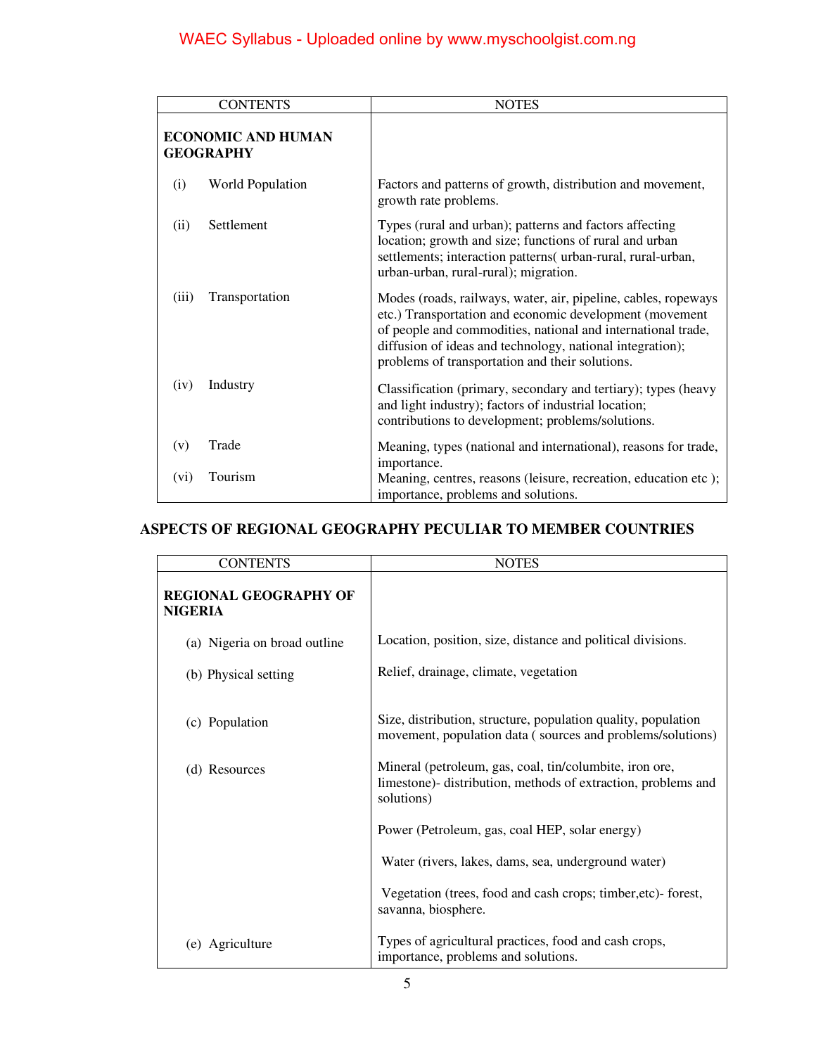| CONTENTS | NOTES |
| --- | --- |
| **ECONOMIC AND HUMAN GEOGRAPHY** | |
| (i) World Population | Factors and patterns of growth, distribution and movement, growth rate problems. |
| (ii) Settlement | Types (rural and urban); patterns and factors affecting location; growth and size; functions of rural and urban settlements; interaction patterns( urban-rural, rural-urban, urban-urban, rural-rural); migration. |
| (iii) Transportation | Modes (roads, railways, water, air, pipeline, cables, ropeways etc.) Transportation and economic development (movement of people and commodities, national and international trade, diffusion of ideas and technology, national integration); problems of transportation and their solutions. |
| (iv) Industry | Classification (primary, secondary and tertiary); types (heavy and light industry); factors of industrial location; contributions to development; problems/solutions. |
| (v) Trade | Meaning, types (national and international), reasons for trade, importance. |
| (vi) Tourism | Meaning, centres, reasons (leisure, recreation, education etc ); importance, problems and solutions. |

## ASPECTS OF REGIONAL GEOGRAPHY PECULIAR TO MEMBER COUNTRIES

| CONTENTS | NOTES |
| --- | --- |
| **REGIONAL GEOGRAPHY OF NIGERIA** | |
| (a) Nigeria on broad outline | Location, position, size, distance and political divisions. |
| (b) Physical setting | Relief, drainage, climate, vegetation |
| (c) Population | Size, distribution, structure, population quality, population movement, population data ( sources and problems/solutions) |
| (d) Resources | Mineral (petroleum, gas, coal, tin/columbite, iron ore, limestone)- distribution, methods of extraction, problems and solutions) |
| | Power (Petroleum, gas, coal HEP, solar energy) |
| | Water (rivers, lakes, dams, sea, underground water) |
| | Vegetation (trees, food and cash crops; timber,etc)- forest, savanna, biosphere. |
| (e) Agriculture | Types of agricultural practices, food and cash crops, importance, problems and solutions. |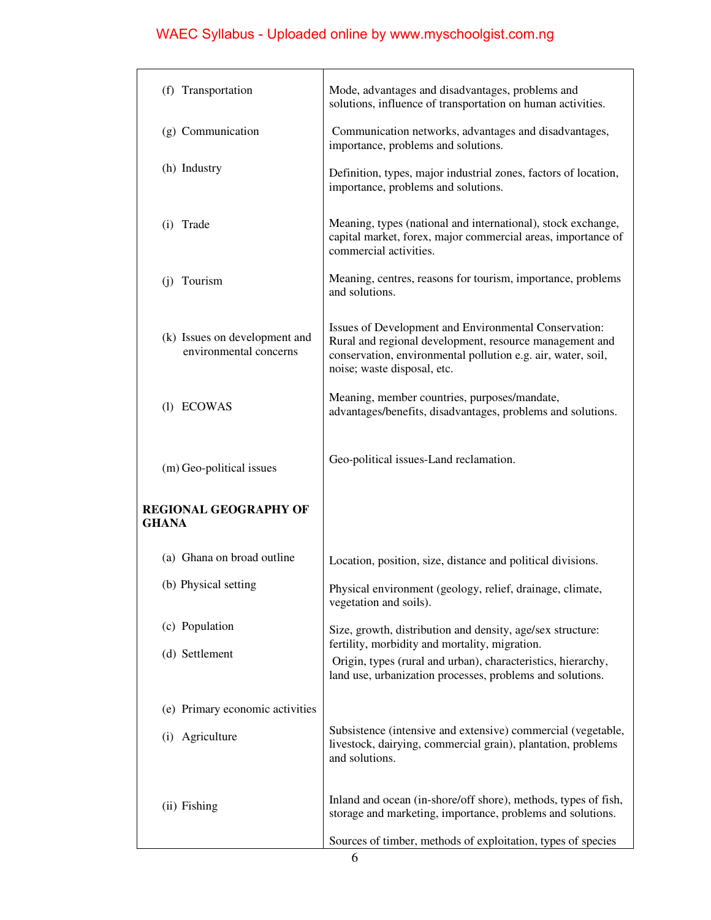| | |
|---|---|
| (f) Transportation | Mode, advantages and disadvantages, problems and solutions, influence of transportation on human activities. |
| (g) Communication | Communication networks, advantages and disadvantages, importance, problems and solutions. |
| (h) Industry | Definition, types, major industrial zones, factors of location, importance, problems and solutions. |
| (i) Trade | Meaning, types (national and international), stock exchange, capital market, forex, major commercial areas, importance of commercial activities. |
| (j) Tourism | Meaning, centres, reasons for tourism, importance, problems and solutions. |
| (k) Issues on development and environmental concerns | Issues of Development and Environmental Conservation: Rural and regional development, resource management and conservation, environmental pollution e.g. air, water, soil, noise; waste disposal, etc. |
| (l) ECOWAS | Meaning, member countries, purposes/mandate, advantages/benefits, disadvantages, problems and solutions. |
| (m) Geo-political issues | Geo-political issues-Land reclamation. |
| **REGIONAL GEOGRAPHY OF GHANA** | |
| (a) Ghana on broad outline | Location, position, size, distance and political divisions. |
| (b) Physical setting | Physical environment (geology, relief, drainage, climate, vegetation and soils). |
| (c) Population | Size, growth, distribution and density, age/sex structure: fertility, morbidity and mortality, migration. |
| (d) Settlement | Origin, types (rural and urban), characteristics, hierarchy, land use, urbanization processes, problems and solutions. |
| (e) Primary economic activities | |
| (i) Agriculture | Subsistence (intensive and extensive) commercial (vegetable, livestock, dairying, commercial grain), plantation, problems and solutions. |
| (ii) Fishing | Inland and ocean (in-shore/off shore), methods, types of fish, storage and marketing, importance, problems and solutions. |
| | Sources of timber, methods of exploitation, types of species |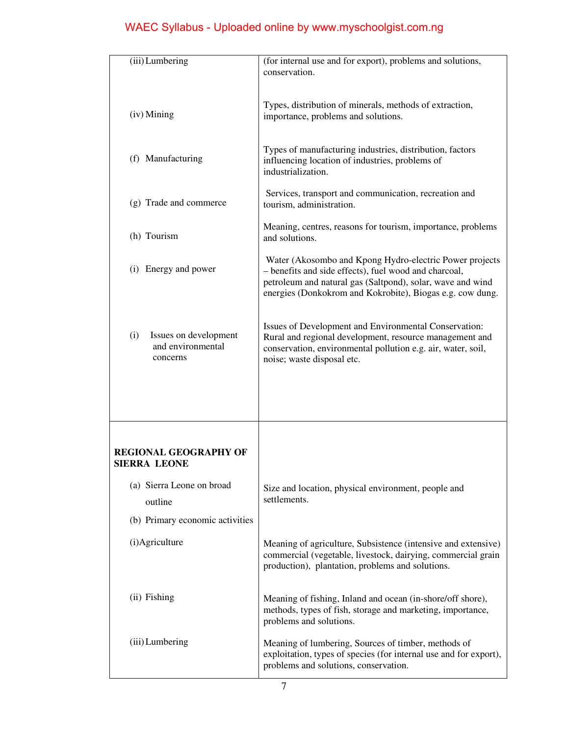| | |
|---|---|
| (iii) Lumbering | (for internal use and for export), problems and solutions, conservation. |
| (iv) Mining | Types, distribution of minerals, methods of extraction, importance, problems and solutions. |
| (f) Manufacturing | Types of manufacturing industries, distribution, factors influencing location of industries, problems of industrialization. |
| (g) Trade and commerce | Services, transport and communication, recreation and tourism, administration. |
| (h) Tourism | Meaning, centres, reasons for tourism, importance, problems and solutions. |
| (i) Energy and power | Water (Akosombo and Kpong Hydro-electric Power projects – benefits and side effects), fuel wood and charcoal, petroleum and natural gas (Saltpond), solar, wave and wind energies (Donkokrom and Kokrobite), Biogas e.g. cow dung. |
| (i) Issues on development and environmental concerns | Issues of Development and Environmental Conservation: Rural and regional development, resource management and conservation, environmental pollution e.g. air, water, soil, noise; waste disposal etc. |
| **REGIONAL GEOGRAPHY OF SIERRA LEONE** | |
| (a) Sierra Leone on broad outline | Size and location, physical environment, people and settlements. |
| (b) Primary economic activities | |
| (i) Agriculture | Meaning of agriculture, Subsistence (intensive and extensive) commercial (vegetable, livestock, dairying, commercial grain production), plantation, problems and solutions. |
| (ii) Fishing | Meaning of fishing, Inland and ocean (in-shore/off shore), methods, types of fish, storage and marketing, importance, problems and solutions. |
| (iii) Lumbering | Meaning of lumbering, Sources of timber, methods of exploitation, types of species (for internal use and for export), problems and solutions, conservation. |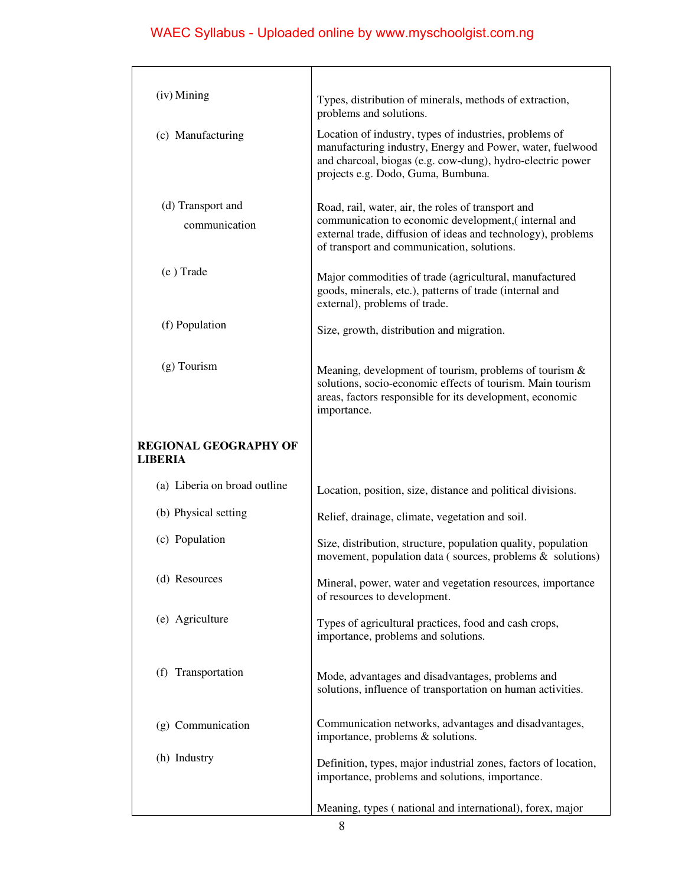| | |
|---|---|
| (iv) Mining | Types, distribution of minerals, methods of extraction, problems and solutions. |
| (c) Manufacturing | Location of industry, types of industries, problems of manufacturing industry, Energy and Power, water, fuelwood and charcoal, biogas (e.g. cow-dung), hydro-electric power projects e.g. Dodo, Guma, Bumbuna. |
| (d) Transport and communication | Road, rail, water, air, the roles of transport and communication to economic development,( internal and external trade, diffusion of ideas and technology), problems of transport and communication, solutions. |
| (e ) Trade | Major commodities of trade (agricultural, manufactured goods, minerals, etc.), patterns of trade (internal and external), problems of trade. |
| (f) Population | Size, growth, distribution and migration. |
| (g) Tourism | Meaning, development of tourism, problems of tourism & solutions, socio-economic effects of tourism. Main tourism areas, factors responsible for its development, economic importance. |
| **REGIONAL GEOGRAPHY OF LIBERIA** | |
| (a) Liberia on broad outline | Location, position, size, distance and political divisions. |
| (b) Physical setting | Relief, drainage, climate, vegetation and soil. |
| (c) Population | Size, distribution, structure, population quality, population movement, population data ( sources, problems & solutions) |
| (d) Resources | Mineral, power, water and vegetation resources, importance of resources to development. |
| (e) Agriculture | Types of agricultural practices, food and cash crops, importance, problems and solutions. |
| (f) Transportation | Mode, advantages and disadvantages, problems and solutions, influence of transportation on human activities. |
| (g) Communication | Communication networks, advantages and disadvantages, importance, problems & solutions. |
| (h) Industry | Definition, types, major industrial zones, factors of location, importance, problems and solutions, importance. |
| | Meaning, types ( national and international), forex, major |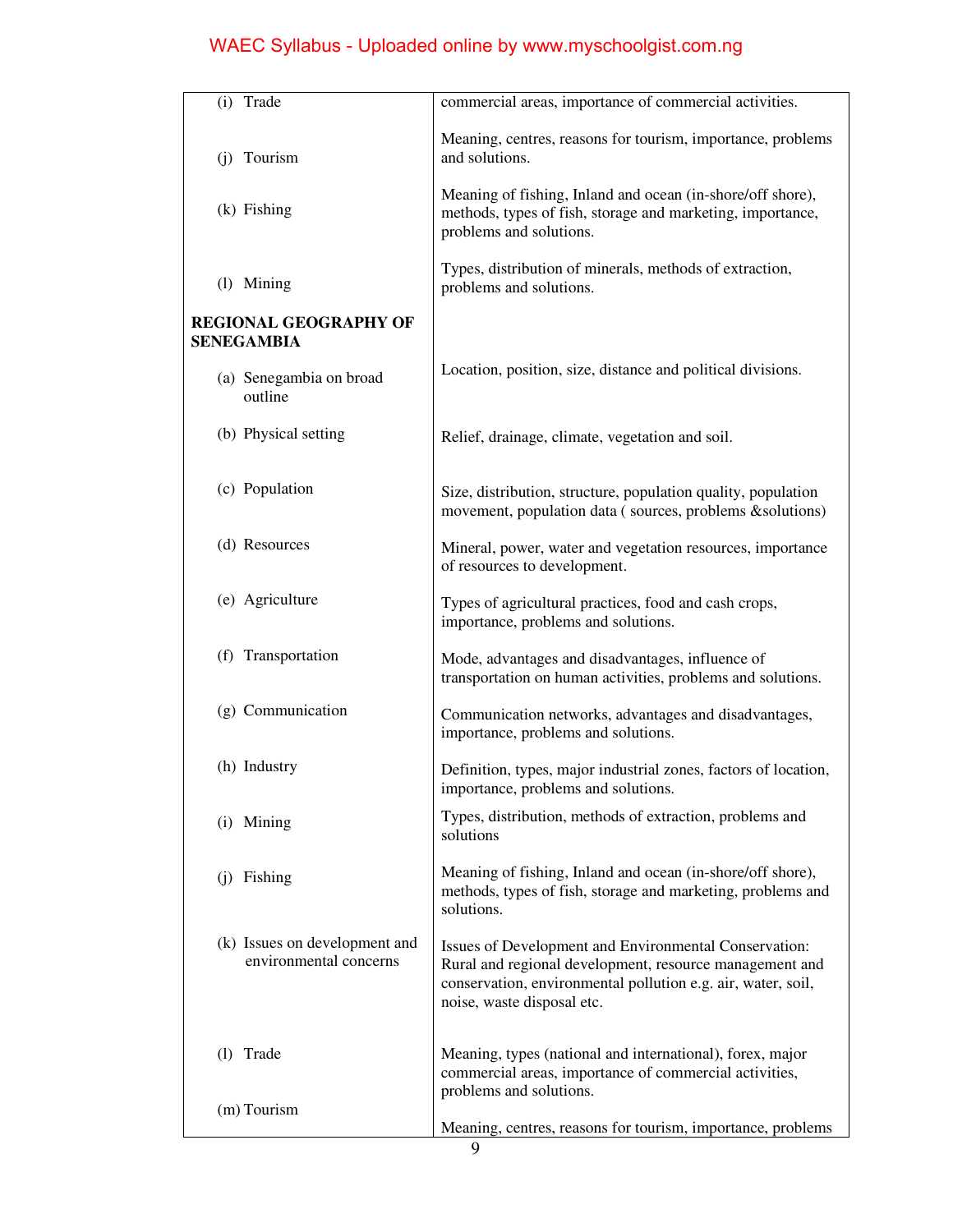| | |
|---|---|
| (i) Trade | commercial areas, importance of commercial activities. |
| (j) Tourism | Meaning, centres, reasons for tourism, importance, problems and solutions. |
| (k) Fishing | Meaning of fishing, Inland and ocean (in-shore/off shore), methods, types of fish, storage and marketing, importance, problems and solutions. |
| (l) Mining | Types, distribution of minerals, methods of extraction, problems and solutions. |
| **REGIONAL GEOGRAPHY OF SENEGAMBIA** | |
| (a) Senegambia on broad outline | Location, position, size, distance and political divisions. |
| (b) Physical setting | Relief, drainage, climate, vegetation and soil. |
| (c) Population | Size, distribution, structure, population quality, population movement, population data ( sources, problems &solutions) |
| (d) Resources | Mineral, power, water and vegetation resources, importance of resources to development. |
| (e) Agriculture | Types of agricultural practices, food and cash crops, importance, problems and solutions. |
| (f) Transportation | Mode, advantages and disadvantages, influence of transportation on human activities, problems and solutions. |
| (g) Communication | Communication networks, advantages and disadvantages, importance, problems and solutions. |
| (h) Industry | Definition, types, major industrial zones, factors of location, importance, problems and solutions. |
| (i) Mining | Types, distribution, methods of extraction, problems and solutions |
| (j) Fishing | Meaning of fishing, Inland and ocean (in-shore/off shore), methods, types of fish, storage and marketing, problems and solutions. |
| (k) Issues on development and environmental concerns | Issues of Development and Environmental Conservation: Rural and regional development, resource management and conservation, environmental pollution e.g. air, water, soil, noise, waste disposal etc. |
| (l) Trade | Meaning, types (national and international), forex, major commercial areas, importance of commercial activities, problems and solutions. |
| (m) Tourism | Meaning, centres, reasons for tourism, importance, problems |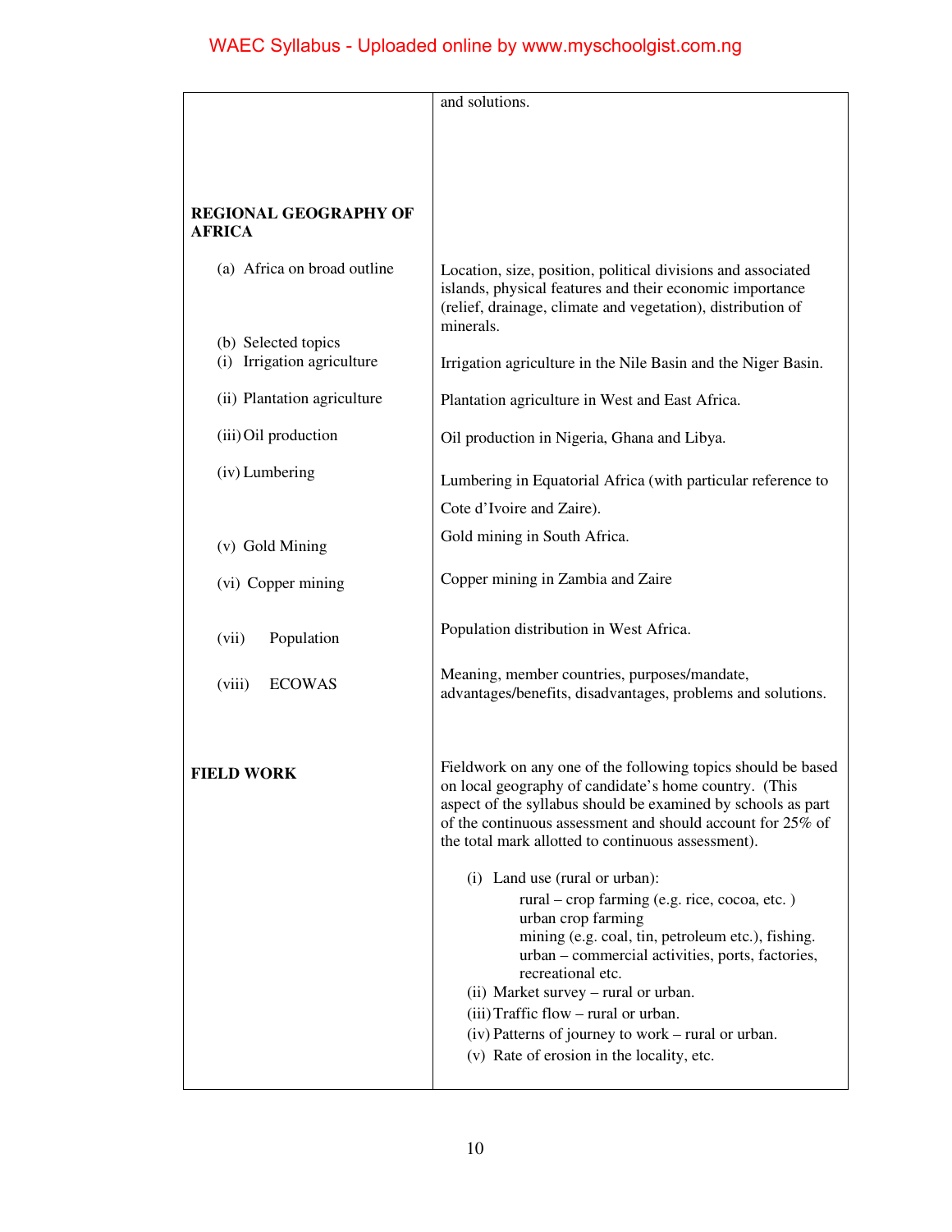| | |
|---|---|
| | and solutions. |
| **REGIONAL GEOGRAPHY OF AFRICA** | |
| (a) Africa on broad outline | Location, size, position, political divisions and associated islands, physical features and their economic importance (relief, drainage, climate and vegetation), distribution of minerals. |
| (b) Selected topics | |
| (i) Irrigation agriculture | Irrigation agriculture in the Nile Basin and the Niger Basin. |
| (ii) Plantation agriculture | Plantation agriculture in West and East Africa. |
| (iii) Oil production | Oil production in Nigeria, Ghana and Libya. |
| (iv) Lumbering | Lumbering in Equatorial Africa (with particular reference to Cote d'Ivoire and Zaire). |
| (v) Gold Mining | Gold mining in South Africa. |
| (vi) Copper mining | Copper mining in Zambia and Zaire |
| (vii) Population | Population distribution in West Africa. |
| (viii) ECOWAS | Meaning, member countries, purposes/mandate, advantages/benefits, disadvantages, problems and solutions. |
| **FIELD WORK** | Fieldwork on any one of the following topics should be based on local geography of candidate's home country. (This aspect of the syllabus should be examined by schools as part of the continuous assessment and should account for 25% of the total mark allotted to continuous assessment).<br><br>(i) Land use (rural or urban):<br>rural – crop farming (e.g. rice, cocoa, etc. )<br>urban crop farming<br>mining (e.g. coal, tin, petroleum etc.), fishing.<br>urban – commercial activities, ports, factories, recreational etc.<br>(ii) Market survey – rural or urban.<br>(iii) Traffic flow – rural or urban.<br>(iv) Patterns of journey to work – rural or urban.<br>(v) Rate of erosion in the locality, etc. |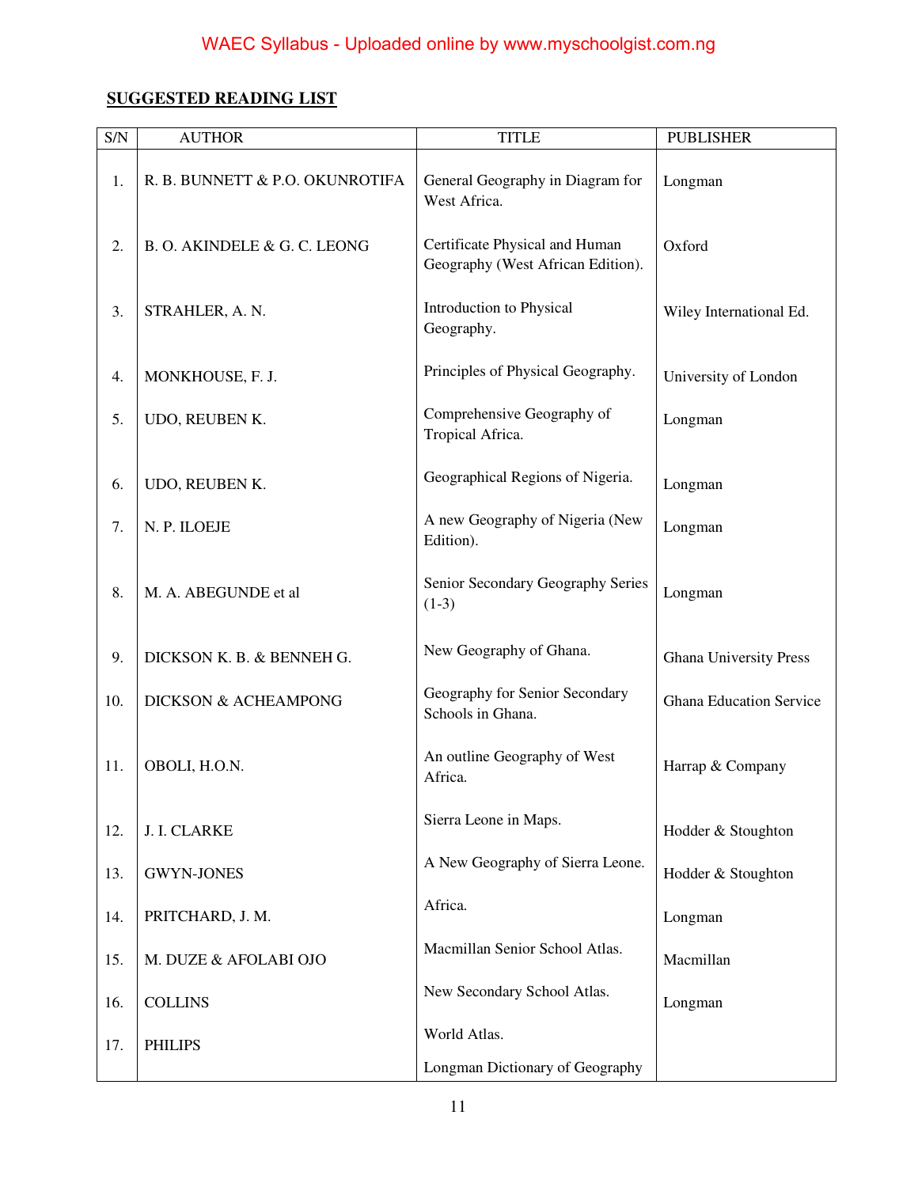## SUGGESTED READING LIST

| S/N | AUTHOR | TITLE | PUBLISHER |
|---|---|---|---|
| 1. | R. B. BUNNETT & P.O. OKUNROTIFA | General Geography in Diagram for West Africa. | Longman |
| 2. | B. O. AKINDELE & G. C. LEONG | Certificate Physical and Human Geography (West African Edition). | Oxford |
| 3. | STRAHLER, A. N. | Introduction to Physical Geography. | Wiley International Ed. |
| 4. | MONKHOUSE, F. J. | Principles of Physical Geography. | University of London |
| 5. | UDO, REUBEN K. | Comprehensive Geography of Tropical Africa. | Longman |
| 6. | UDO, REUBEN K. | Geographical Regions of Nigeria. | Longman |
| 7. | N. P. ILOEJE | A new Geography of Nigeria (New Edition). | Longman |
| 8. | M. A. ABEGUNDE et al | Senior Secondary Geography Series (1-3) | Longman |
| 9. | DICKSON K. B. & BENNEH G. | New Geography of Ghana. | Ghana University Press |
| 10. | DICKSON & ACHEAMPONG | Geography for Senior Secondary Schools in Ghana. | Ghana Education Service |
| 11. | OBOLI, H.O.N. | An outline Geography of West Africa. | Harrap & Company |
| 12. | J. I. CLARKE | Sierra Leone in Maps. | Hodder & Stoughton |
| 13. | GWYN-JONES | A New Geography of Sierra Leone. | Hodder & Stoughton |
| 14. | PRITCHARD, J. M. | Africa. | Longman |
| 15. | M. DUZE & AFOLABI OJO | Macmillan Senior School Atlas. | Macmillan |
| 16. | COLLINS | New Secondary School Atlas. | Longman |
| 17. | PHILIPS | World Atlas.<br>Longman Dictionary of Geography | |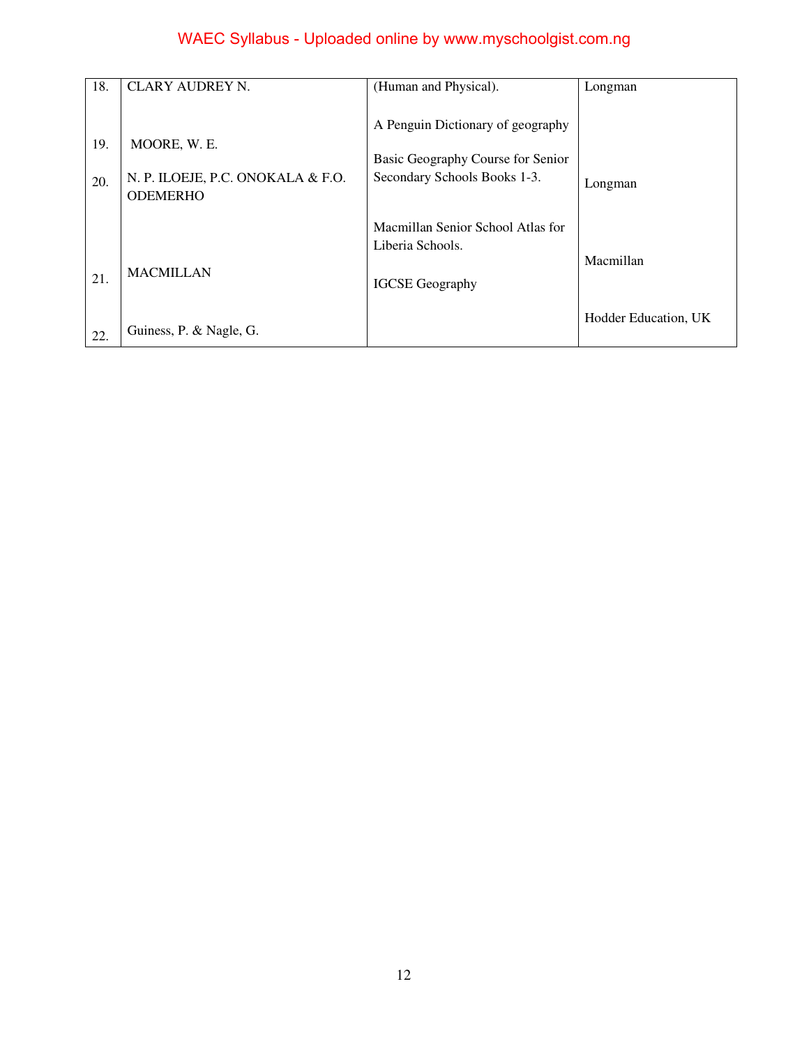| | | | |
|---|---|---|---|
| 18. | CLARY AUDREY N. | (Human and Physical). | Longman |
| 19. | MOORE, W. E. | A Penguin Dictionary of geography | |
| 20. | N. P. ILOEJE, P.C. ONOKALA & F.O. ODEMERHO | Basic Geography Course for Senior Secondary Schools Books 1-3. | Longman |
| 21. | MACMILLAN | Macmillan Senior School Atlas for Liberia Schools. | Macmillan |
| 22. | Guiness, P. & Nagle, G. | IGCSE Geography | Hodder Education, UK |